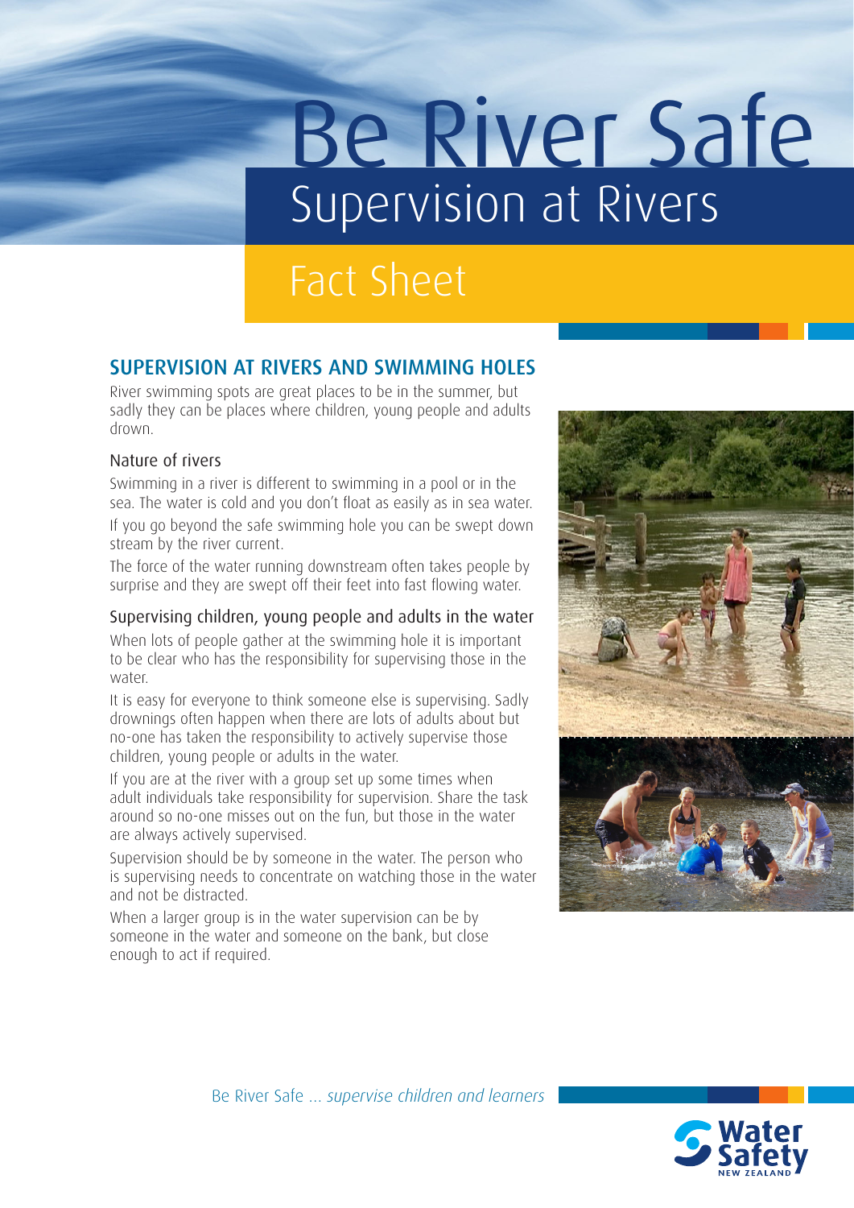# Be River Safe

## Supervision at Rivers

## Fact Sheet

### SUPERVISION AT RIVERS AND SWIMMING HOLES

River swimming spots are great places to be in the summer, but sadly they can be places where children, young people and adults drown.

#### Nature of rivers

Swimming in a river is different to swimming in a pool or in the sea. The water is cold and you don't float as easily as in sea water.

If you go beyond the safe swimming hole you can be swept down stream by the river current.

The force of the water running downstream often takes people by surprise and they are swept off their feet into fast flowing water.

#### Supervising children, young people and adults in the water

When lots of people gather at the swimming hole it is important to be clear who has the responsibility for supervising those in the water.

It is easy for everyone to think someone else is supervising. Sadly drownings often happen when there are lots of adults about but no-one has taken the responsibility to actively supervise those children, young people or adults in the water.

If you are at the river with a group set up some times when adult individuals take responsibility for supervision. Share the task around so no-one misses out on the fun, but those in the water are always actively supervised.

Supervision should be by someone in the water. The person who is supervising needs to concentrate on watching those in the water and not be distracted.

When a larger group is in the water supervision can be by someone in the water and someone on the bank, but close enough to act if required.

Be River Safe ... *supervise children and learners*

Water Safety NEW ZEALAND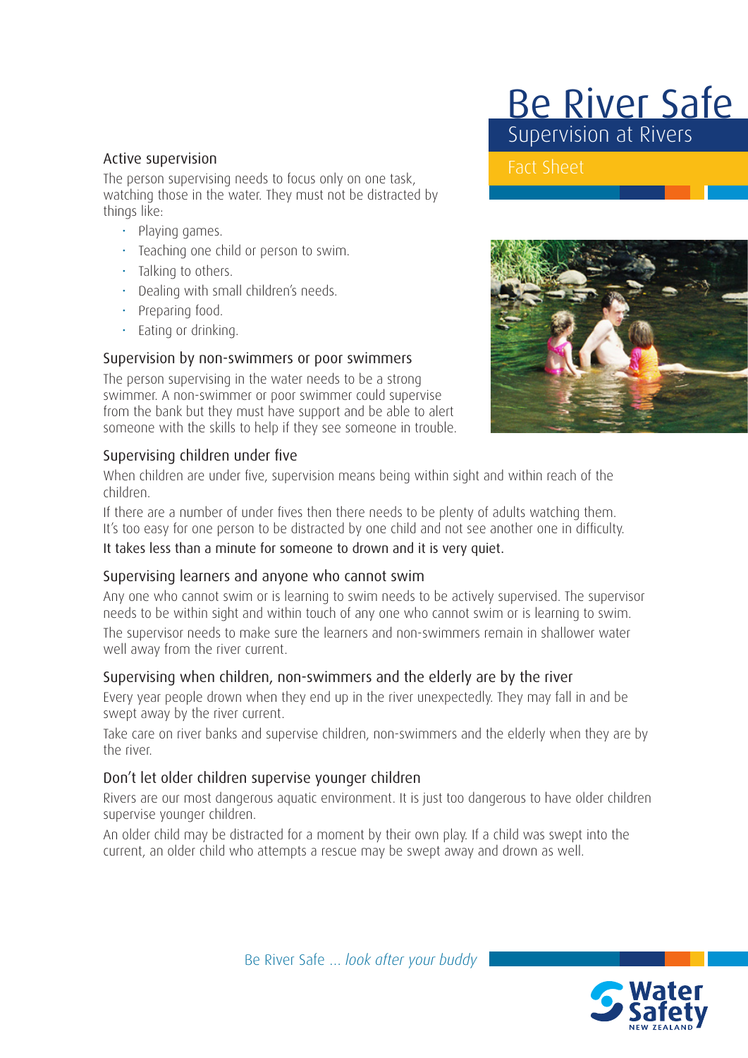# Be River Safe

## Supervision at Rivers

Fact Sheet

### Active supervision

The person supervising needs to focus only on one task, watching those in the water. They must not be distracted by things like:

- Playing games.
- Teaching one child or person to swim.
- Talking to others.
- Dealing with small children's needs.
- Preparing food.
- Eating or drinking.

### Supervision by non-swimmers or poor swimmers

The person supervising in the water needs to be a strong swimmer. A non-swimmer or poor swimmer could supervise from the bank but they must have support and be able to alert someone with the skills to help if they see someone in trouble.

### Supervising children under five

When children are under five, supervision means being within sight and within reach of the children.

If there are a number of under fives then there needs to be plenty of adults watching them. It's too easy for one person to be distracted by one child and not see another one in difficulty.

It takes less than a minute for someone to drown and it is very quiet.

### Supervising learners and anyone who cannot swim

Any one who cannot swim or is learning to swim needs to be actively supervised. The supervisor needs to be within sight and within touch of any one who cannot swim or is learning to swim.

The supervisor needs to make sure the learners and non-swimmers remain in shallower water well away from the river current.

### Supervising when children, non-swimmers and the elderly are by the river

Every year people drown when they end up in the river unexpectedly. They may fall in and be swept away by the river current.

Take care on river banks and supervise children, non-swimmers and the elderly when they are by the river.

### Don't let older children supervise younger children

Rivers are our most dangerous aquatic environment. It is just too dangerous to have older children supervise younger children.

An older child may be distracted for a moment by their own play. If a child was swept into the current, an older child who attempts a rescue may be swept away and drown as well.

Be River Safe ... *look after your buddy*

Water Safety New Zealand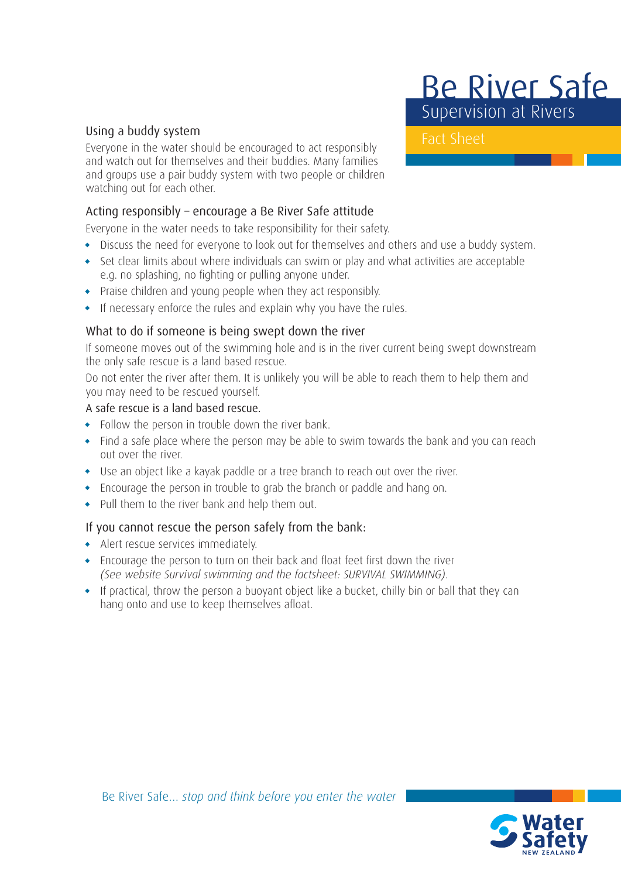# Be River Safe

## Supervision at Rivers

Fact Sheet

### Using a buddy system

Everyone in the water should be encouraged to act responsibly and watch out for themselves and their buddies. Many families and groups use a pair buddy system with two people or children watching out for each other.

### Acting responsibly – encourage a Be River Safe attitude

Everyone in the water needs to take responsibility for their safety.

- Discuss the need for everyone to look out for themselves and others and use a buddy system.
- Set clear limits about where individuals can swim or play and what activities are acceptable e.g. no splashing, no fighting or pulling anyone under.
- Praise children and young people when they act responsibly.
- If necessary enforce the rules and explain why you have the rules.

### What to do if someone is being swept down the river

If someone moves out of the swimming hole and is in the river current being swept downstream the only safe rescue is a land based rescue.

Do not enter the river after them. It is unlikely you will be able to reach them to help them and you may need to be rescued yourself.

A safe rescue is a land based rescue.

- Follow the person in trouble down the river bank.
- Find a safe place where the person may be able to swim towards the bank and you can reach out over the river.
- Use an object like a kayak paddle or a tree branch to reach out over the river.
- Encourage the person in trouble to grab the branch or paddle and hang on.
- Pull them to the river bank and help them out.

### If you cannot rescue the person safely from the bank:

- Alert rescue services immediately.
- Encourage the person to turn on their back and float feet first down the river *(See website Survival swimming and the factsheet: SURVIVAL SWIMMING)*.
- If practical, throw the person a buoyant object like a bucket, chilly bin or ball that they can hang onto and use to keep themselves afloat.

Be River Safe... *stop and think before you enter the water*

Water Safety New Zealand